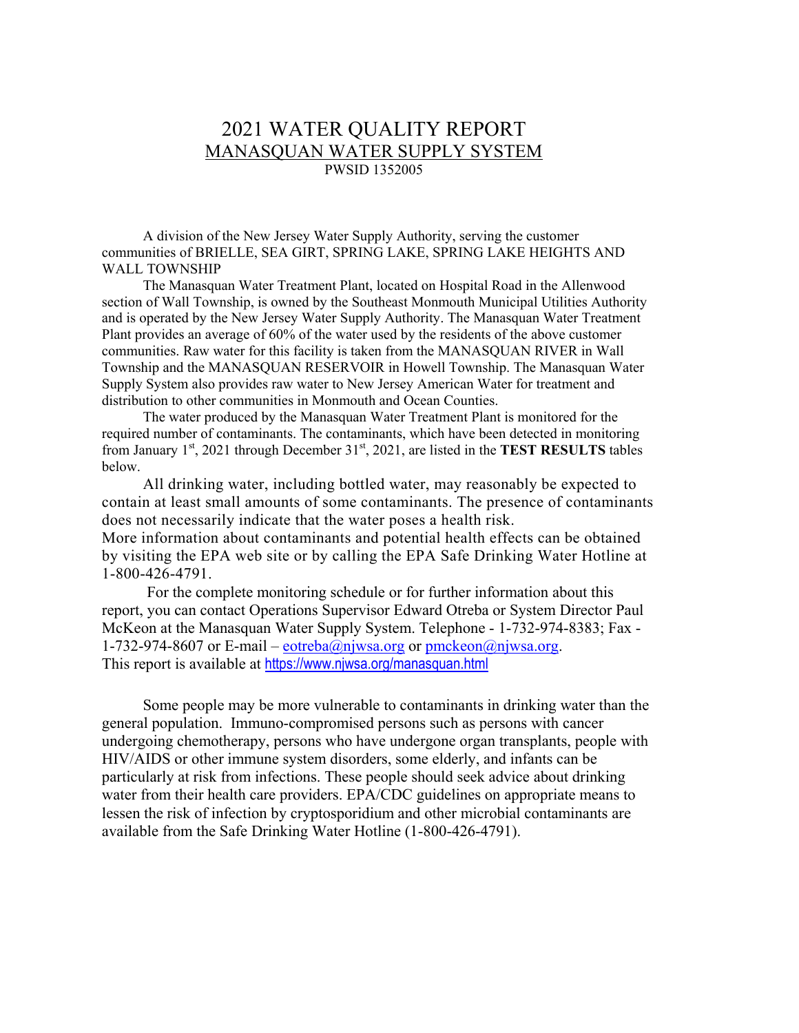# 2021 WATER QUALITY REPORT

## MANASQUAN WATER SUPPLY SYSTEM

PWSID 1352005

A division of the New Jersey Water Supply Authority, serving the customer communities of BRIELLE, SEA GIRT, SPRING LAKE, SPRING LAKE HEIGHTS AND WALL TOWNSHIP

The Manasquan Water Treatment Plant, located on Hospital Road in the Allenwood section of Wall Township, is owned by the Southeast Monmouth Municipal Utilities Authority and is operated by the New Jersey Water Supply Authority. The Manasquan Water Treatment Plant provides an average of 60% of the water used by the residents of the above customer communities. Raw water for this facility is taken from the MANASQUAN RIVER in Wall Township and the MANASQUAN RESERVOIR in Howell Township. The Manasquan Water Supply System also provides raw water to New Jersey American Water for treatment and distribution to other communities in Monmouth and Ocean Counties.

The water produced by the Manasquan Water Treatment Plant is monitored for the required number of contaminants. The contaminants, which have been detected in monitoring from January 1st, 2021 through December 31st, 2021, are listed in the **TEST RESULTS** tables below.

All drinking water, including bottled water, may reasonably be expected to contain at least small amounts of some contaminants. The presence of contaminants does not necessarily indicate that the water poses a health risk.
More information about contaminants and potential health effects can be obtained by visiting the EPA web site or by calling the EPA Safe Drinking Water Hotline at 1-800-426-4791.

For the complete monitoring schedule or for further information about this report, you can contact Operations Supervisor Edward Otreba or System Director Paul McKeon at the Manasquan Water Supply System. Telephone - 1-732-974-8383; Fax - 1-732-974-8607 or E-mail – eotreba@njwsa.org or pmckeon@njwsa.org.
This report is available at https://www.njwsa.org/manasquan.html

Some people may be more vulnerable to contaminants in drinking water than the general population. Immuno-compromised persons such as persons with cancer undergoing chemotherapy, persons who have undergone organ transplants, people with HIV/AIDS or other immune system disorders, some elderly, and infants can be particularly at risk from infections. These people should seek advice about drinking water from their health care providers. EPA/CDC guidelines on appropriate means to lessen the risk of infection by cryptosporidium and other microbial contaminants are available from the Safe Drinking Water Hotline (1-800-426-4791).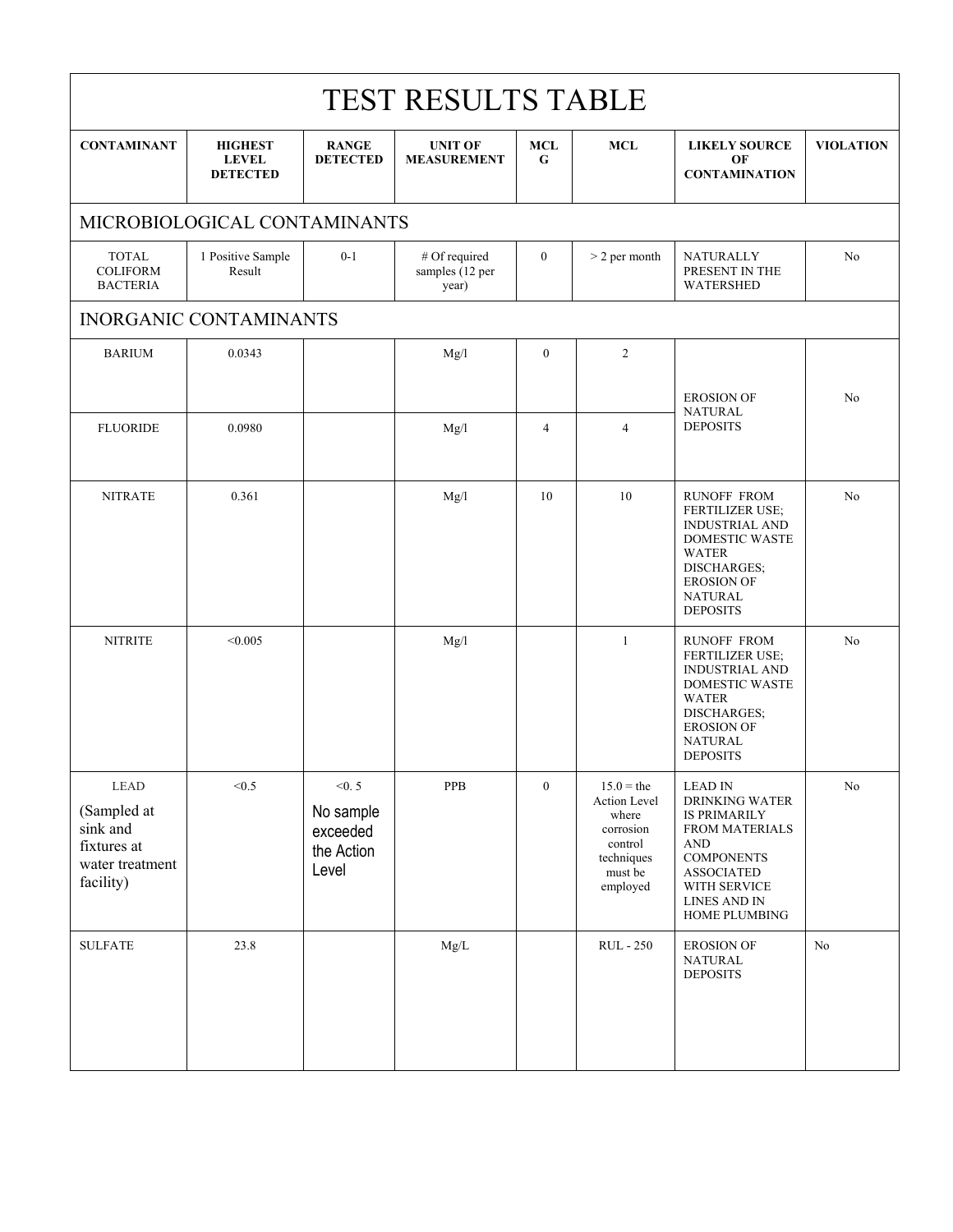# TEST RESULTS TABLE

| CONTAMINANT | HIGHEST LEVEL DETECTED | RANGE DETECTED | UNIT OF MEASUREMENT | MCLG | MCL | LIKELY SOURCE OF CONTAMINATION | VIOLATION |
|---|---|---|---|---|---|---|---|
| **MICROBIOLOGICAL CONTAMINANTS** | | | | | | | |
| TOTAL COLIFORM BACTERIA | 1 Positive Sample Result | 0-1 | # Of required samples (12 per year) | 0 | > 2 per month | NATURALLY PRESENT IN THE WATERSHED | No |
| **INORGANIC CONTAMINANTS** | | | | | | | |
| BARIUM | 0.0343 | | Mg/l | 0 | 2 | EROSION OF NATURAL DEPOSITS | No |
| FLUORIDE | 0.0980 | | Mg/l | 4 | 4 | EROSION OF NATURAL DEPOSITS | No |
| NITRATE | 0.361 | | Mg/l | 10 | 10 | RUNOFF FROM FERTILIZER USE; INDUSTRIAL AND DOMESTIC WASTE WATER DISCHARGES; EROSION OF NATURAL DEPOSITS | No |
| NITRITE | <0.005 | | Mg/l | | 1 | RUNOFF FROM FERTILIZER USE; INDUSTRIAL AND DOMESTIC WASTE WATER DISCHARGES; EROSION OF NATURAL DEPOSITS | No |
| LEAD (Sampled at sink and fixtures at water treatment facility) | <0.5 | <0. 5 No sample exceeded the Action Level | PPB | 0 | 15.0 = the Action Level where corrosion control techniques must be employed | LEAD IN DRINKING WATER IS PRIMARILY FROM MATERIALS AND COMPONENTS ASSOCIATED WITH SERVICE LINES AND IN HOME PLUMBING | No |
| SULFATE | 23.8 | | Mg/L | | RUL - 250 | EROSION OF NATURAL DEPOSITS | No |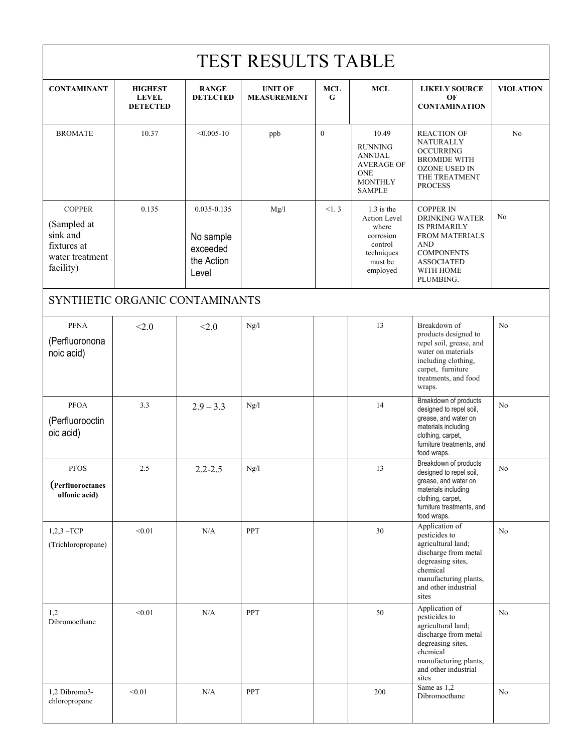# TEST RESULTS TABLE

| CONTAMINANT | HIGHEST LEVEL DETECTED | RANGE DETECTED | UNIT OF MEASUREMENT | MCLG | MCL | LIKELY SOURCE OF CONTAMINATION | VIOLATION |
|---|---|---|---|---|---|---|---|
| BROMATE | 10.37 | <0.005-10 | ppb | 0 | 10.49 RUNNING ANNUAL AVERAGE OF ONE MONTHLY SAMPLE | REACTION OF NATURALLY OCCURRING BROMIDE WITH OZONE USED IN THE TREATMENT PROCESS | No |
| COPPER (Sampled at sink and fixtures at water treatment facility) | 0.135 | 0.035-0.135 No sample exceeded the Action Level | Mg/l | <1. 3 | 1.3 is the Action Level where corrosion control techniques must be employed | COPPER IN DRINKING WATER IS PRIMARILY FROM MATERIALS AND COMPONENTS ASSOCIATED WITH HOME PLUMBING. | No |
| SYNTHETIC ORGANIC CONTAMINANTS | | | | | | | |
| PFNA (Perfluorononanoic acid) | <2.0 | <2.0 | Ng/l | | 13 | Breakdown of products designed to repel soil, grease, and water on materials including clothing, carpet, furniture treatments, and food wraps. | No |
| PFOA (Perfluorooctinoic acid) | 3.3 | 2.9 – 3.3 | Ng/l | | 14 | Breakdown of products designed to repel soil, grease, and water on materials including clothing, carpet, furniture treatments, and food wraps. | No |
| PFOS (Perfluoroctanesulfonic acid) | 2.5 | 2.2-2.5 | Ng/l | | 13 | Breakdown of products designed to repel soil, grease, and water on materials including clothing, carpet, furniture treatments, and food wraps. | No |
| 1,2,3 –TCP (Trichloropropane) | <0.01 | N/A | PPT | | 30 | Application of pesticides to agricultural land; discharge from metal degreasing sites, chemical manufacturing plants, and other industrial sites | No |
| 1,2 Dibromoethane | <0.01 | N/A | PPT | | 50 | Application of pesticides to agricultural land; discharge from metal degreasing sites, chemical manufacturing plants, and other industrial sites | No |
| 1,2 Dibromo3-chloropropane | <0.01 | N/A | PPT | | 200 | Same as 1,2 Dibromoethane | No |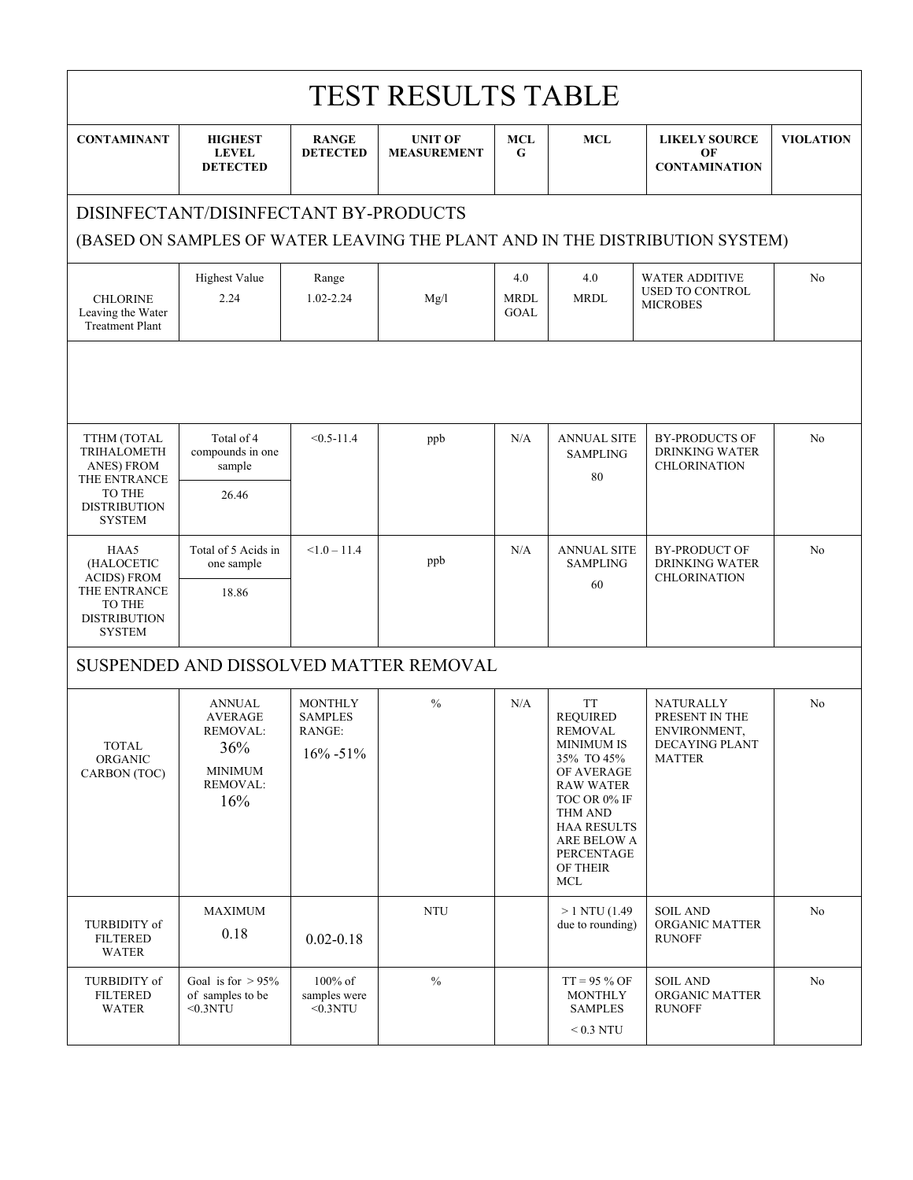# TEST RESULTS TABLE

| CONTAMINANT | HIGHEST LEVEL DETECTED | RANGE DETECTED | UNIT OF MEASUREMENT | MCLG | MCL | LIKELY SOURCE OF CONTAMINATION | VIOLATION |
|---|---|---|---|---|---|---|---|
| **DISINFECTANT/DISINFECTANT BY-PRODUCTS (BASED ON SAMPLES OF WATER LEAVING THE PLANT AND IN THE DISTRIBUTION SYSTEM)** | | | | | | | |
| CHLORINE Leaving the Water Treatment Plant | Highest Value 2.24 | Range 1.02-2.24 | Mg/l | 4.0 MRDL GOAL | 4.0 MRDL | WATER ADDITIVE USED TO CONTROL MICROBES | No |
| | | | | | | | |
| TTHM (TOTAL TRIHALOMETHANES) FROM THE ENTRANCE TO THE DISTRIBUTION SYSTEM | Total of 4 compounds in one sample 26.46 | <0.5-11.4 | ppb | N/A | ANNUAL SITE SAMPLING 80 | BY-PRODUCTS OF DRINKING WATER CHLORINATION | No |
| HAA5 (HALOCETIC ACIDS) FROM THE ENTRANCE TO THE DISTRIBUTION SYSTEM | Total of 5 Acids in one sample 18.86 | <1.0 – 11.4 | ppb | N/A | ANNUAL SITE SAMPLING 60 | BY-PRODUCT OF DRINKING WATER CHLORINATION | No |
| **SUSPENDED AND DISSOLVED MATTER REMOVAL** | | | | | | | |
| TOTAL ORGANIC CARBON (TOC) | ANNUAL AVERAGE REMOVAL: 36% MINIMUM REMOVAL: 16% | MONTHLY SAMPLES RANGE: 16% -51% | % | N/A | TT REQUIRED REMOVAL MINIMUM IS 35% TO 45% OF AVERAGE RAW WATER TOC OR 0% IF THM AND HAA RESULTS ARE BELOW A PERCENTAGE OF THEIR MCL | NATURALLY PRESENT IN THE ENVIRONMENT, DECAYING PLANT MATTER | No |
| TURBIDITY of FILTERED WATER | MAXIMUM 0.18 | 0.02-0.18 | NTU | | > 1 NTU (1.49 due to rounding) | SOIL AND ORGANIC MATTER RUNOFF | No |
| TURBIDITY of FILTERED WATER | Goal is for > 95% of samples to be <0.3NTU | 100% of samples were <0.3NTU | % | | TT = 95 % OF MONTHLY SAMPLES < 0.3 NTU | SOIL AND ORGANIC MATTER RUNOFF | No |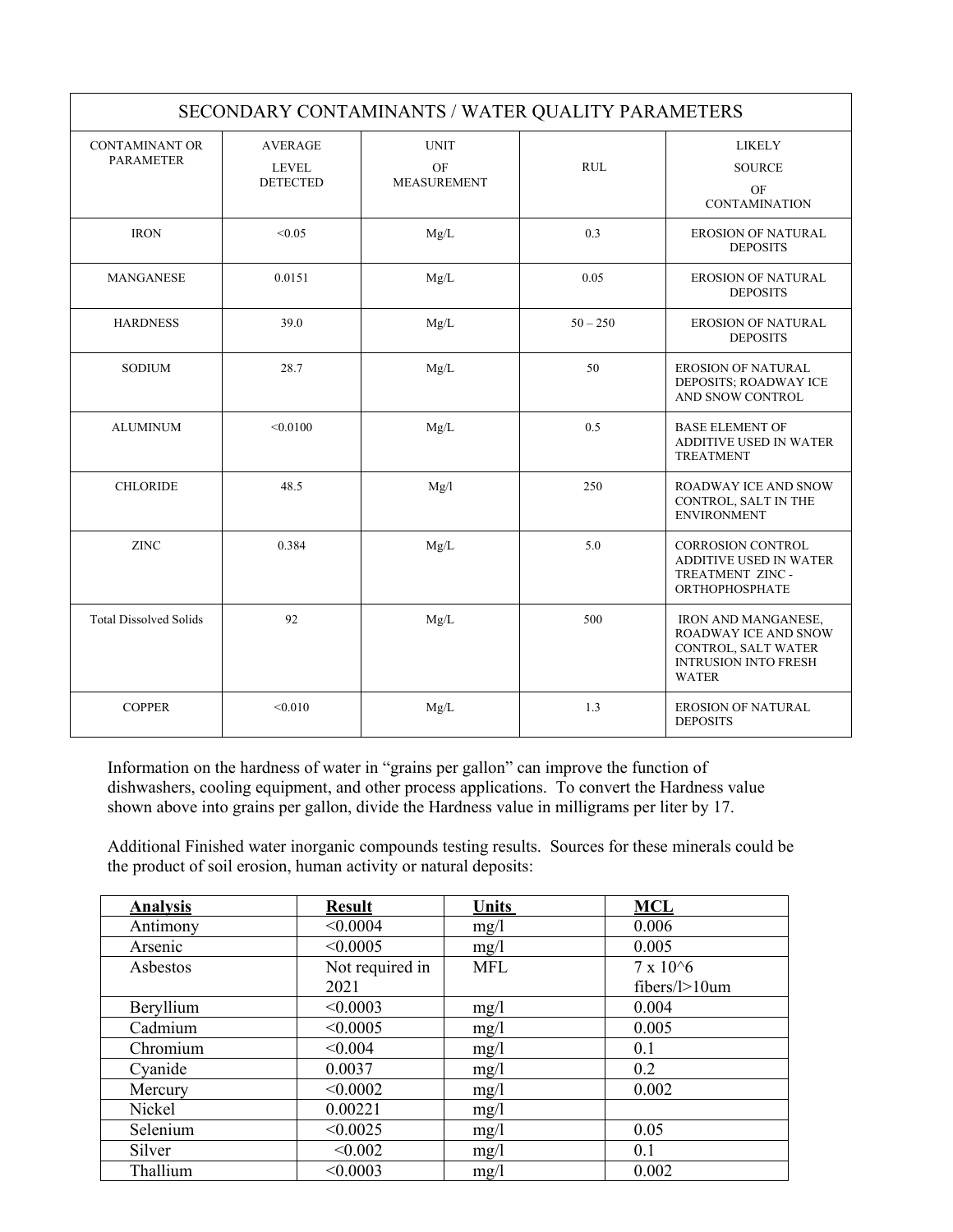| SECONDARY CONTAMINANTS / WATER QUALITY PARAMETERS | | | | |
|---|---|---|---|---|
| CONTAMINANT OR PARAMETER | AVERAGE LEVEL DETECTED | UNIT OF MEASUREMENT | RUL | LIKELY SOURCE OF CONTAMINATION |
| IRON | <0.05 | Mg/L | 0.3 | EROSION OF NATURAL DEPOSITS |
| MANGANESE | 0.0151 | Mg/L | 0.05 | EROSION OF NATURAL DEPOSITS |
| HARDNESS | 39.0 | Mg/L | 50 – 250 | EROSION OF NATURAL DEPOSITS |
| SODIUM | 28.7 | Mg/L | 50 | EROSION OF NATURAL DEPOSITS; ROADWAY ICE AND SNOW CONTROL |
| ALUMINUM | <0.0100 | Mg/L | 0.5 | BASE ELEMENT OF ADDITIVE USED IN WATER TREATMENT |
| CHLORIDE | 48.5 | Mg/l | 250 | ROADWAY ICE AND SNOW CONTROL, SALT IN THE ENVIRONMENT |
| ZINC | 0.384 | Mg/L | 5.0 | CORROSION CONTROL ADDITIVE USED IN WATER TREATMENT ZINC - ORTHOPHOSPHATE |
| Total Dissolved Solids | 92 | Mg/L | 500 | IRON AND MANGANESE, ROADWAY ICE AND SNOW CONTROL, SALT WATER INTRUSION INTO FRESH WATER |
| COPPER | <0.010 | Mg/L | 1.3 | EROSION OF NATURAL DEPOSITS |

Information on the hardness of water in "grains per gallon" can improve the function of dishwashers, cooling equipment, and other process applications. To convert the Hardness value shown above into grains per gallon, divide the Hardness value in milligrams per liter by 17.

Additional Finished water inorganic compounds testing results. Sources for these minerals could be the product of soil erosion, human activity or natural deposits:

| **Analysis** | **Result** | **Units** | **MCL** |
|---|---|---|---|
| Antimony | <0.0004 | mg/l | 0.006 |
| Arsenic | <0.0005 | mg/l | 0.005 |
| Asbestos | Not required in 2021 | MFL | 7 x 10^6 fibers/l>10um |
| Beryllium | <0.0003 | mg/l | 0.004 |
| Cadmium | <0.0005 | mg/l | 0.005 |
| Chromium | <0.004 | mg/l | 0.1 |
| Cyanide | 0.0037 | mg/l | 0.2 |
| Mercury | <0.0002 | mg/l | 0.002 |
| Nickel | 0.00221 | mg/l | |
| Selenium | <0.0025 | mg/l | 0.05 |
| Silver | <0.002 | mg/l | 0.1 |
| Thallium | <0.0003 | mg/l | 0.002 |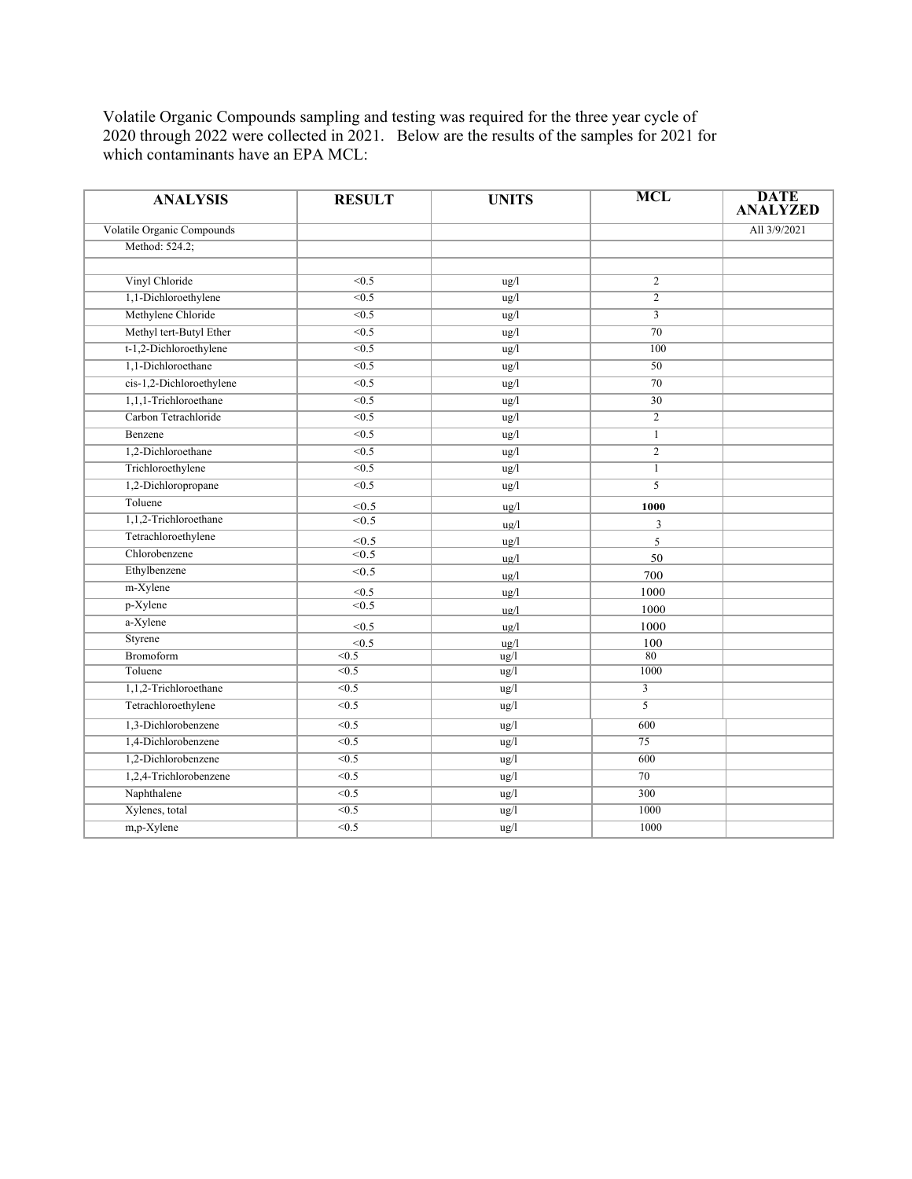Volatile Organic Compounds sampling and testing was required for the three year cycle of 2020 through 2022 were collected in 2021. Below are the results of the samples for 2021 for which contaminants have an EPA MCL:

| ANALYSIS | RESULT | UNITS | MCL | DATE ANALYZED |
|---|---|---|---|---|
| Volatile Organic Compounds | | | | All 3/9/2021 |
| Method: 524.2; | | | | |
| | | | | |
| Vinyl Chloride | <0.5 | ug/l | 2 | |
| 1,1-Dichloroethylene | <0.5 | ug/l | 2 | |
| Methylene Chloride | <0.5 | ug/l | 3 | |
| Methyl tert-Butyl Ether | <0.5 | ug/l | 70 | |
| t-1,2-Dichloroethylene | <0.5 | ug/l | 100 | |
| 1,1-Dichloroethane | <0.5 | ug/l | 50 | |
| cis-1,2-Dichloroethylene | <0.5 | ug/l | 70 | |
| 1,1,1-Trichloroethane | <0.5 | ug/l | 30 | |
| Carbon Tetrachloride | <0.5 | ug/l | 2 | |
| Benzene | <0.5 | ug/l | 1 | |
| 1,2-Dichloroethane | <0.5 | ug/l | 2 | |
| Trichloroethylene | <0.5 | ug/l | 1 | |
| 1,2-Dichloropropane | <0.5 | ug/l | 5 | |
| Toluene | <0.5 | ug/l | **1000** | |
| 1,1,2-Trichloroethane | <0.5 | ug/l | 3 | |
| Tetrachloroethylene | <0.5 | ug/l | 5 | |
| Chlorobenzene | <0.5 | ug/l | 50 | |
| Ethylbenzene | <0.5 | ug/l | 700 | |
| m-Xylene | <0.5 | ug/l | 1000 | |
| p-Xylene | <0.5 | ug/l | 1000 | |
| a-Xylene | <0.5 | ug/l | 1000 | |
| Styrene | <0.5 | ug/l | 100 | |
| Bromoform | <0.5 | ug/l | 80 | |
| Toluene | <0.5 | ug/l | 1000 | |
| 1,1,2-Trichloroethane | <0.5 | ug/l | 3 | |
| Tetrachloroethylene | <0.5 | ug/l | 5 | |
| 1,3-Dichlorobenzene | <0.5 | ug/l | 600 | |
| 1,4-Dichlorobenzene | <0.5 | ug/l | 75 | |
| 1,2-Dichlorobenzene | <0.5 | ug/l | 600 | |
| 1,2,4-Trichlorobenzene | <0.5 | ug/l | 70 | |
| Naphthalene | <0.5 | ug/l | 300 | |
| Xylenes, total | <0.5 | ug/l | 1000 | |
| m,p-Xylene | <0.5 | ug/l | 1000 | |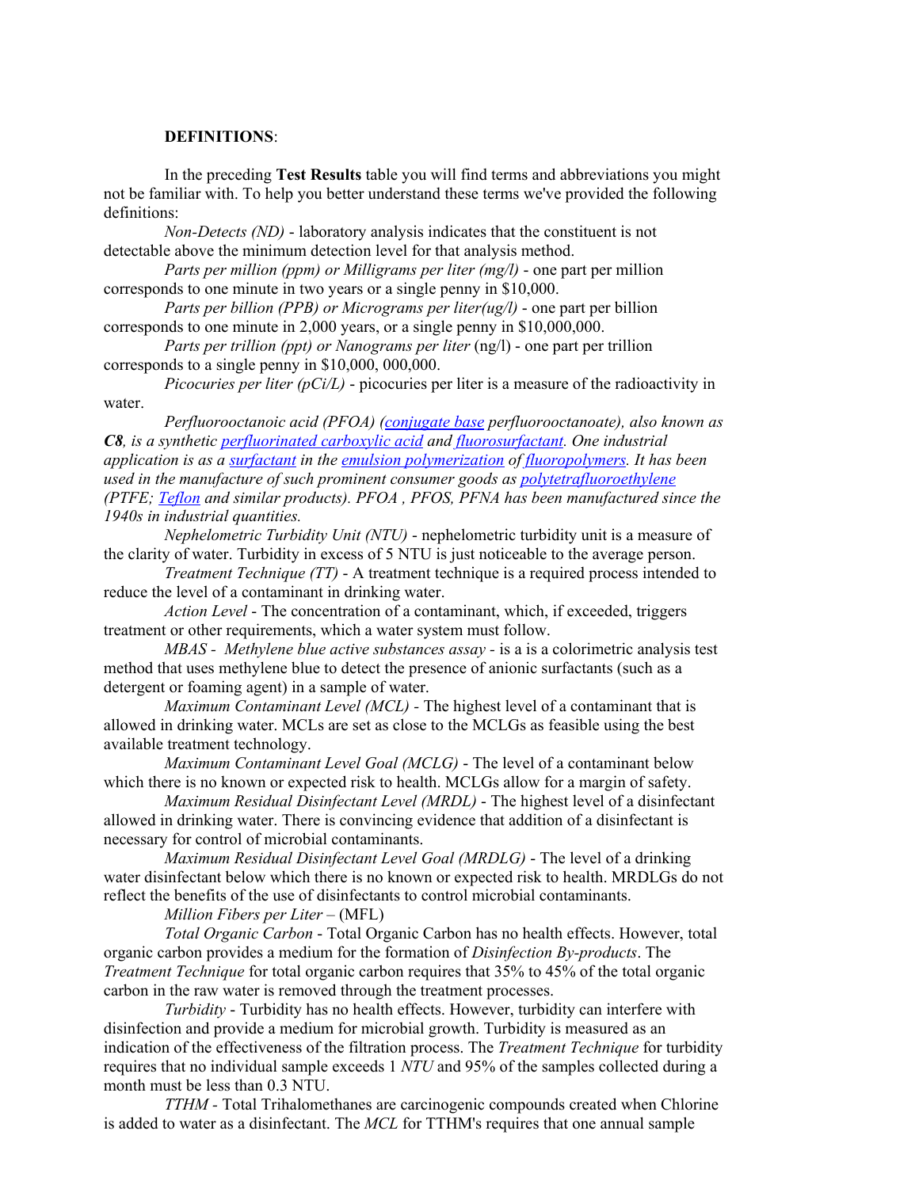**DEFINITIONS**:

In the preceding **Test Results** table you will find terms and abbreviations you might not be familiar with. To help you better understand these terms we've provided the following definitions:

*Non-Detects (ND)* - laboratory analysis indicates that the constituent is not detectable above the minimum detection level for that analysis method.

*Parts per million (ppm) or Milligrams per liter (mg/l)* - one part per million corresponds to one minute in two years or a single penny in $10,000.

*Parts per billion (PPB) or Micrograms per liter(ug/l)* - one part per billion corresponds to one minute in 2,000 years, or a single penny in $10,000,000.

*Parts per trillion (ppt) or Nanograms per liter* (ng/l) - one part per trillion corresponds to a single penny in $10,000, 000,000.

*Picocuries per liter (pCi/L)* - picocuries per liter is a measure of the radioactivity in water.

*Perfluorooctanoic acid (PFOA) (conjugate base perfluorooctanoate), also known as **C8**, is a synthetic perfluorinated carboxylic acid and fluorosurfactant. One industrial application is as a surfactant in the emulsion polymerization of fluoropolymers. It has been used in the manufacture of such prominent consumer goods as polytetrafluoroethylene (PTFE; Teflon and similar products). PFOA , PFOS, PFNA has been manufactured since the 1940s in industrial quantities.*

*Nephelometric Turbidity Unit (NTU)* - nephelometric turbidity unit is a measure of the clarity of water. Turbidity in excess of 5 NTU is just noticeable to the average person.

*Treatment Technique (TT)* - A treatment technique is a required process intended to reduce the level of a contaminant in drinking water.

*Action Level* - The concentration of a contaminant, which, if exceeded, triggers treatment or other requirements, which a water system must follow.

*MBAS - Methylene blue active substances assay* - is a is a colorimetric analysis test method that uses methylene blue to detect the presence of anionic surfactants (such as a detergent or foaming agent) in a sample of water.

*Maximum Contaminant Level (MCL)* - The highest level of a contaminant that is allowed in drinking water. MCLs are set as close to the MCLGs as feasible using the best available treatment technology.

*Maximum Contaminant Level Goal (MCLG)* - The level of a contaminant below which there is no known or expected risk to health. MCLGs allow for a margin of safety.

*Maximum Residual Disinfectant Level (MRDL)* - The highest level of a disinfectant allowed in drinking water. There is convincing evidence that addition of a disinfectant is necessary for control of microbial contaminants.

*Maximum Residual Disinfectant Level Goal (MRDLG)* - The level of a drinking water disinfectant below which there is no known or expected risk to health. MRDLGs do not reflect the benefits of the use of disinfectants to control microbial contaminants.

*Million Fibers per Liter* – (MFL)

*Total Organic Carbon* - Total Organic Carbon has no health effects. However, total organic carbon provides a medium for the formation of *Disinfection By-products*. The *Treatment Technique* for total organic carbon requires that 35% to 45% of the total organic carbon in the raw water is removed through the treatment processes.

*Turbidity* - Turbidity has no health effects. However, turbidity can interfere with disinfection and provide a medium for microbial growth. Turbidity is measured as an indication of the effectiveness of the filtration process. The *Treatment Technique* for turbidity requires that no individual sample exceeds 1 *NTU* and 95% of the samples collected during a month must be less than 0.3 NTU.

*TTHM* - Total Trihalomethanes are carcinogenic compounds created when Chlorine is added to water as a disinfectant. The *MCL* for TTHM's requires that one annual sample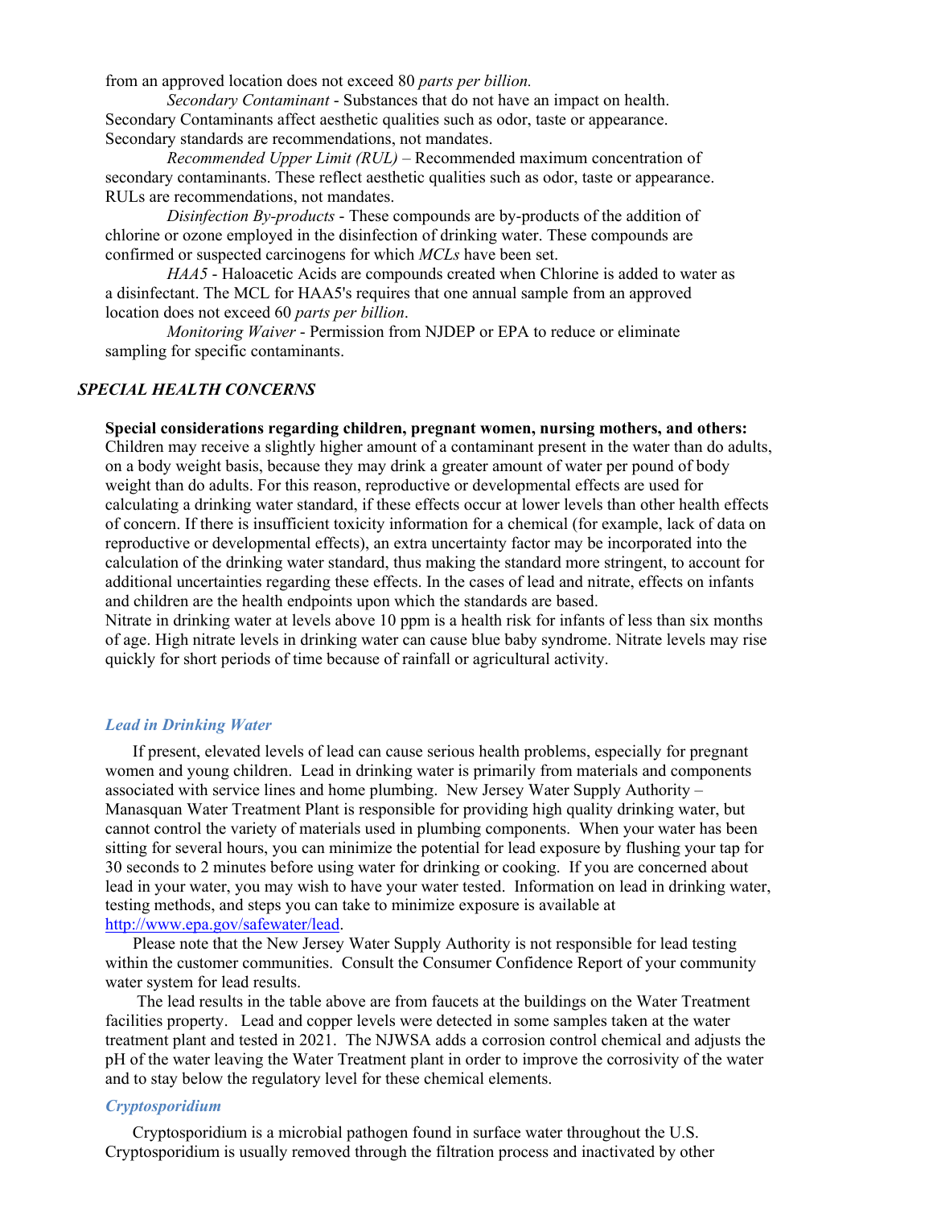from an approved location does not exceed 80 *parts per billion.*

*Secondary Contaminant* - Substances that do not have an impact on health. Secondary Contaminants affect aesthetic qualities such as odor, taste or appearance. Secondary standards are recommendations, not mandates.

*Recommended Upper Limit (RUL)* – Recommended maximum concentration of secondary contaminants. These reflect aesthetic qualities such as odor, taste or appearance. RULs are recommendations, not mandates.

*Disinfection By-products* - These compounds are by-products of the addition of chlorine or ozone employed in the disinfection of drinking water. These compounds are confirmed or suspected carcinogens for which *MCLs* have been set.

*HAA5* - Haloacetic Acids are compounds created when Chlorine is added to water as a disinfectant. The MCL for HAA5's requires that one annual sample from an approved location does not exceed 60 *parts per billion*.

*Monitoring Waiver* - Permission from NJDEP or EPA to reduce or eliminate sampling for specific contaminants.

## *SPECIAL HEALTH CONCERNS*

**Special considerations regarding children, pregnant women, nursing mothers, and others:** Children may receive a slightly higher amount of a contaminant present in the water than do adults, on a body weight basis, because they may drink a greater amount of water per pound of body weight than do adults. For this reason, reproductive or developmental effects are used for calculating a drinking water standard, if these effects occur at lower levels than other health effects of concern. If there is insufficient toxicity information for a chemical (for example, lack of data on reproductive or developmental effects), an extra uncertainty factor may be incorporated into the calculation of the drinking water standard, thus making the standard more stringent, to account for additional uncertainties regarding these effects. In the cases of lead and nitrate, effects on infants and children are the health endpoints upon which the standards are based.
Nitrate in drinking water at levels above 10 ppm is a health risk for infants of less than six months of age. High nitrate levels in drinking water can cause blue baby syndrome. Nitrate levels may rise quickly for short periods of time because of rainfall or agricultural activity.

### *Lead in Drinking Water*

If present, elevated levels of lead can cause serious health problems, especially for pregnant women and young children. Lead in drinking water is primarily from materials and components associated with service lines and home plumbing. New Jersey Water Supply Authority – Manasquan Water Treatment Plant is responsible for providing high quality drinking water, but cannot control the variety of materials used in plumbing components. When your water has been sitting for several hours, you can minimize the potential for lead exposure by flushing your tap for 30 seconds to 2 minutes before using water for drinking or cooking. If you are concerned about lead in your water, you may wish to have your water tested. Information on lead in drinking water, testing methods, and steps you can take to minimize exposure is available at http://www.epa.gov/safewater/lead.

Please note that the New Jersey Water Supply Authority is not responsible for lead testing within the customer communities. Consult the Consumer Confidence Report of your community water system for lead results.

The lead results in the table above are from faucets at the buildings on the Water Treatment facilities property. Lead and copper levels were detected in some samples taken at the water treatment plant and tested in 2021. The NJWSA adds a corrosion control chemical and adjusts the pH of the water leaving the Water Treatment plant in order to improve the corrosivity of the water and to stay below the regulatory level for these chemical elements.

### *Cryptosporidium*

Cryptosporidium is a microbial pathogen found in surface water throughout the U.S. Cryptosporidium is usually removed through the filtration process and inactivated by other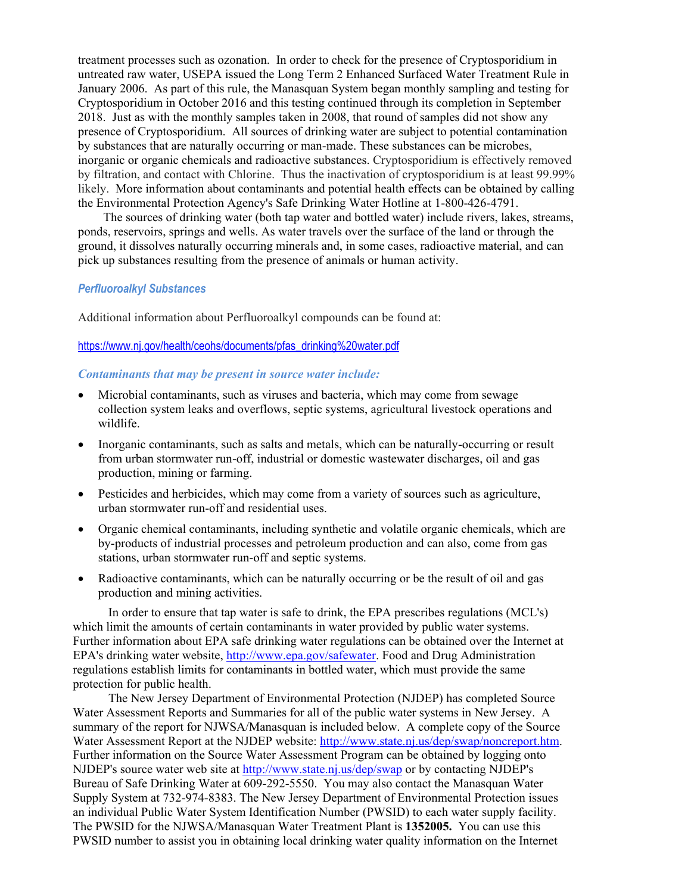treatment processes such as ozonation. In order to check for the presence of Cryptosporidium in untreated raw water, USEPA issued the Long Term 2 Enhanced Surfaced Water Treatment Rule in January 2006. As part of this rule, the Manasquan System began monthly sampling and testing for Cryptosporidium in October 2016 and this testing continued through its completion in September 2018. Just as with the monthly samples taken in 2008, that round of samples did not show any presence of Cryptosporidium. All sources of drinking water are subject to potential contamination by substances that are naturally occurring or man-made. These substances can be microbes, inorganic or organic chemicals and radioactive substances. Cryptosporidium is effectively removed by filtration, and contact with Chlorine. Thus the inactivation of cryptosporidium is at least 99.99% likely. More information about contaminants and potential health effects can be obtained by calling the Environmental Protection Agency's Safe Drinking Water Hotline at 1-800-426-4791.

The sources of drinking water (both tap water and bottled water) include rivers, lakes, streams, ponds, reservoirs, springs and wells. As water travels over the surface of the land or through the ground, it dissolves naturally occurring minerals and, in some cases, radioactive material, and can pick up substances resulting from the presence of animals or human activity.

### *Perfluoroalkyl Substances*

Additional information about Perfluoroalkyl compounds can be found at:

https://www.nj.gov/health/ceohs/documents/pfas_drinking%20water.pdf

### *Contaminants that may be present in source water include:*

- Microbial contaminants, such as viruses and bacteria, which may come from sewage collection system leaks and overflows, septic systems, agricultural livestock operations and wildlife.
- Inorganic contaminants, such as salts and metals, which can be naturally-occurring or result from urban stormwater run-off, industrial or domestic wastewater discharges, oil and gas production, mining or farming.
- Pesticides and herbicides, which may come from a variety of sources such as agriculture, urban stormwater run-off and residential uses.
- Organic chemical contaminants, including synthetic and volatile organic chemicals, which are by-products of industrial processes and petroleum production and can also, come from gas stations, urban stormwater run-off and septic systems.
- Radioactive contaminants, which can be naturally occurring or be the result of oil and gas production and mining activities.

In order to ensure that tap water is safe to drink, the EPA prescribes regulations (MCL's) which limit the amounts of certain contaminants in water provided by public water systems. Further information about EPA safe drinking water regulations can be obtained over the Internet at EPA's drinking water website, http://www.epa.gov/safewater. Food and Drug Administration regulations establish limits for contaminants in bottled water, which must provide the same protection for public health.

The New Jersey Department of Environmental Protection (NJDEP) has completed Source Water Assessment Reports and Summaries for all of the public water systems in New Jersey. A summary of the report for NJWSA/Manasquan is included below. A complete copy of the Source Water Assessment Report at the NJDEP website: http://www.state.nj.us/dep/swap/noncreport.htm. Further information on the Source Water Assessment Program can be obtained by logging onto NJDEP's source water web site at http://www.state.nj.us/dep/swap or by contacting NJDEP's Bureau of Safe Drinking Water at 609-292-5550. You may also contact the Manasquan Water Supply System at 732-974-8383. The New Jersey Department of Environmental Protection issues an individual Public Water System Identification Number (PWSID) to each water supply facility. The PWSID for the NJWSA/Manasquan Water Treatment Plant is **1352005.** You can use this PWSID number to assist you in obtaining local drinking water quality information on the Internet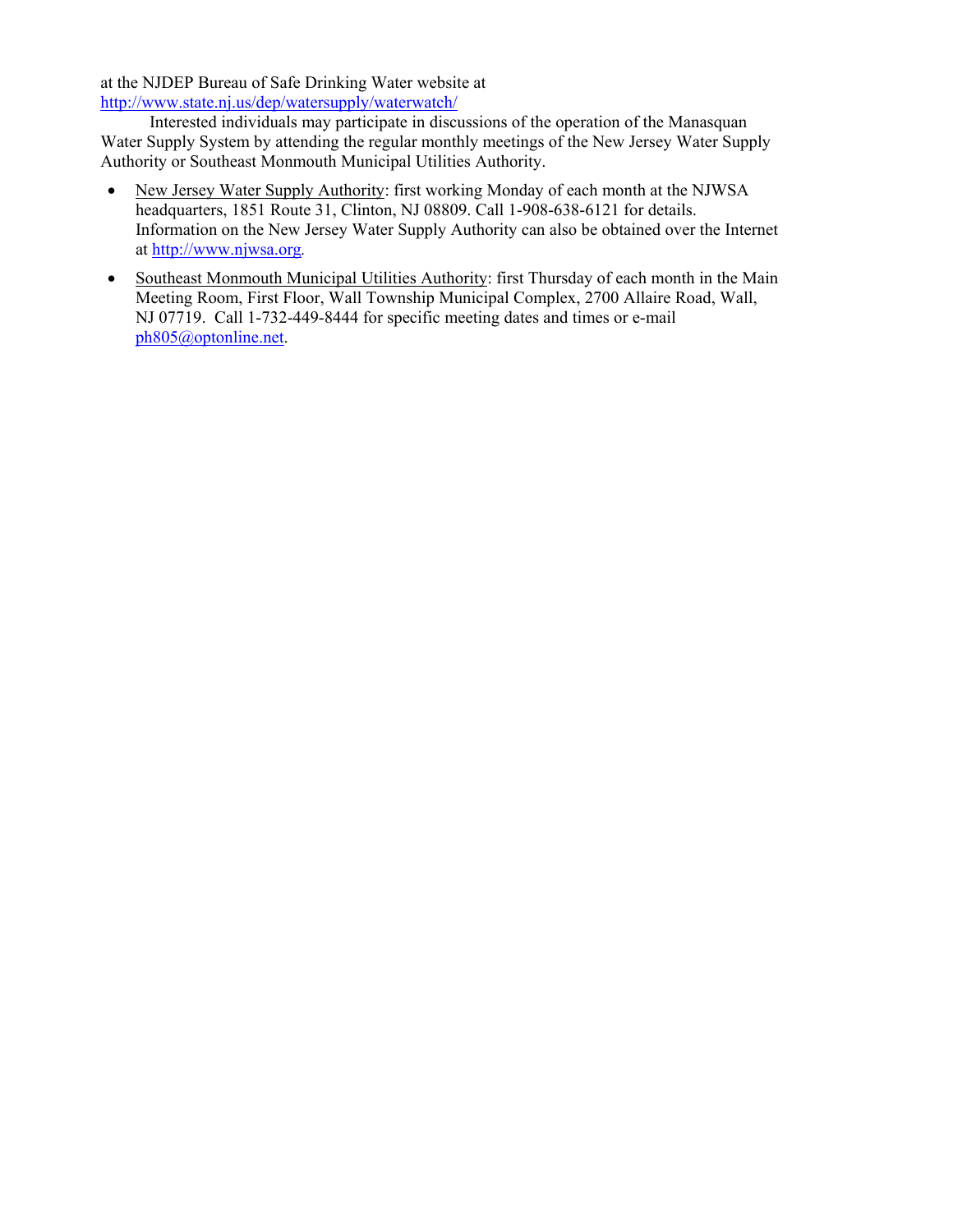at the NJDEP Bureau of Safe Drinking Water website at
http://www.state.nj.us/dep/watersupply/waterwatch/

Interested individuals may participate in discussions of the operation of the Manasquan Water Supply System by attending the regular monthly meetings of the New Jersey Water Supply Authority or Southeast Monmouth Municipal Utilities Authority.

- New Jersey Water Supply Authority: first working Monday of each month at the NJWSA headquarters, 1851 Route 31, Clinton, NJ 08809. Call 1-908-638-6121 for details. Information on the New Jersey Water Supply Authority can also be obtained over the Internet at http://www.njwsa.org.
- Southeast Monmouth Municipal Utilities Authority: first Thursday of each month in the Main Meeting Room, First Floor, Wall Township Municipal Complex, 2700 Allaire Road, Wall, NJ 07719. Call 1-732-449-8444 for specific meeting dates and times or e-mail ph805@optonline.net.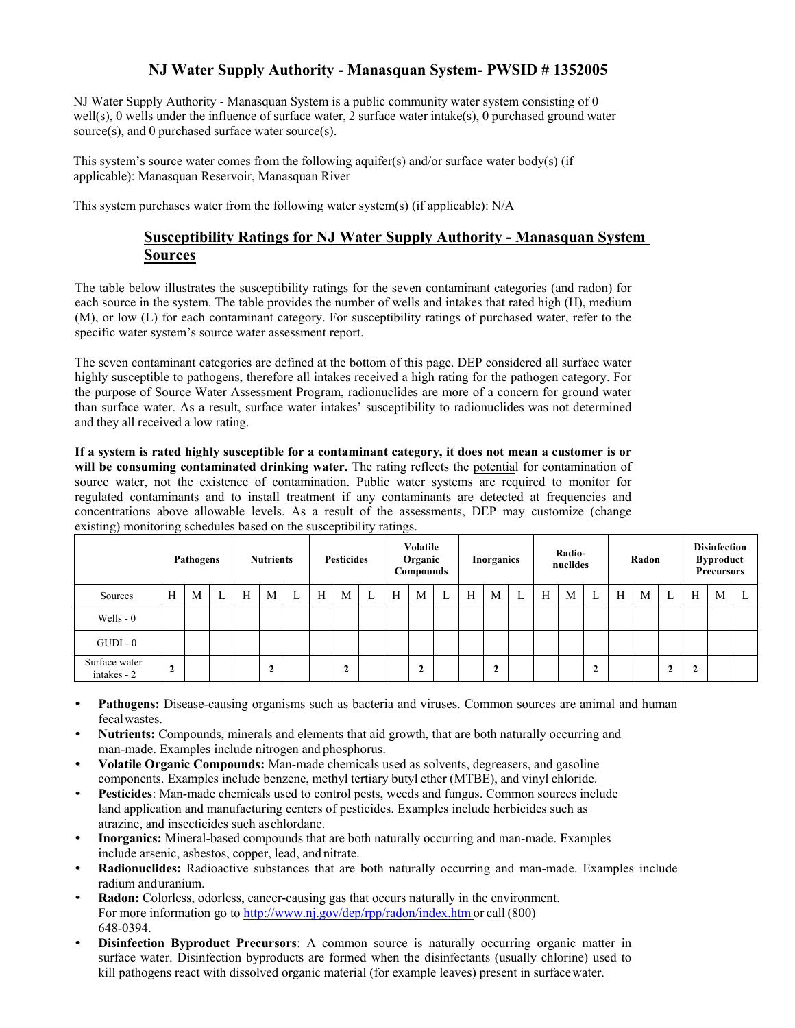## NJ Water Supply Authority - Manasquan System- PWSID # 1352005

NJ Water Supply Authority - Manasquan System is a public community water system consisting of 0 well(s), 0 wells under the influence of surface water, 2 surface water intake(s), 0 purchased ground water source(s), and 0 purchased surface water source(s).

This system's source water comes from the following aquifer(s) and/or surface water body(s) (if applicable): Manasquan Reservoir, Manasquan River

This system purchases water from the following water system(s) (if applicable): N/A

### Susceptibility Ratings for NJ Water Supply Authority - Manasquan System Sources

The table below illustrates the susceptibility ratings for the seven contaminant categories (and radon) for each source in the system. The table provides the number of wells and intakes that rated high (H), medium (M), or low (L) for each contaminant category. For susceptibility ratings of purchased water, refer to the specific water system's source water assessment report.

The seven contaminant categories are defined at the bottom of this page. DEP considered all surface water highly susceptible to pathogens, therefore all intakes received a high rating for the pathogen category. For the purpose of Source Water Assessment Program, radionuclides are more of a concern for ground water than surface water. As a result, surface water intakes' susceptibility to radionuclides was not determined and they all received a low rating.

**If a system is rated highly susceptible for a contaminant category, it does not mean a customer is or will be consuming contaminated drinking water.** The rating reflects the potential for contamination of source water, not the existence of contamination. Public water systems are required to monitor for regulated contaminants and to install treatment if any contaminants are detected at frequencies and concentrations above allowable levels. As a result of the assessments, DEP may customize (change existing) monitoring schedules based on the susceptibility ratings.

| | Pathogens | | | Nutrients | | | Pesticides | | | Volatile Organic Compounds | | | Inorganics | | | Radio-nuclides | | | Radon | | | Disinfection Byproduct Precursors | | |
|---|---|---|---|---|---|---|---|---|---|---|---|---|---|---|---|---|---|---|---|---|---|---|---|---|
| Sources | H | M | L | H | M | L | H | M | L | H | M | L | H | M | L | H | M | L | H | M | L | H | M | L |
| Wells - 0 | | | | | | | | | | | | | | | | | | | | | | | | |
| GUDI - 0 | | | | | | | | | | | | | | | | | | | | | | | | |
| Surface water intakes - 2 | **2** | | | | **2** | | | **2** | | | **2** | | | **2** | | | | **2** | | | **2** | **2** | | |

- **Pathogens:** Disease-causing organisms such as bacteria and viruses. Common sources are animal and human fecal wastes.
- **Nutrients:** Compounds, minerals and elements that aid growth, that are both naturally occurring and man-made. Examples include nitrogen and phosphorus.
- **Volatile Organic Compounds:** Man-made chemicals used as solvents, degreasers, and gasoline components. Examples include benzene, methyl tertiary butyl ether (MTBE), and vinyl chloride.
- **Pesticides**: Man-made chemicals used to control pests, weeds and fungus. Common sources include land application and manufacturing centers of pesticides. Examples include herbicides such as atrazine, and insecticides such as chlordane.
- **Inorganics:** Mineral-based compounds that are both naturally occurring and man-made. Examples include arsenic, asbestos, copper, lead, and nitrate.
- **Radionuclides:** Radioactive substances that are both naturally occurring and man-made. Examples include radium and uranium.
- **Radon:** Colorless, odorless, cancer-causing gas that occurs naturally in the environment. For more information go to http://www.nj.gov/dep/rpp/radon/index.htm or call (800) 648-0394.
- **Disinfection Byproduct Precursors**: A common source is naturally occurring organic matter in surface water. Disinfection byproducts are formed when the disinfectants (usually chlorine) used to kill pathogens react with dissolved organic material (for example leaves) present in surface water.